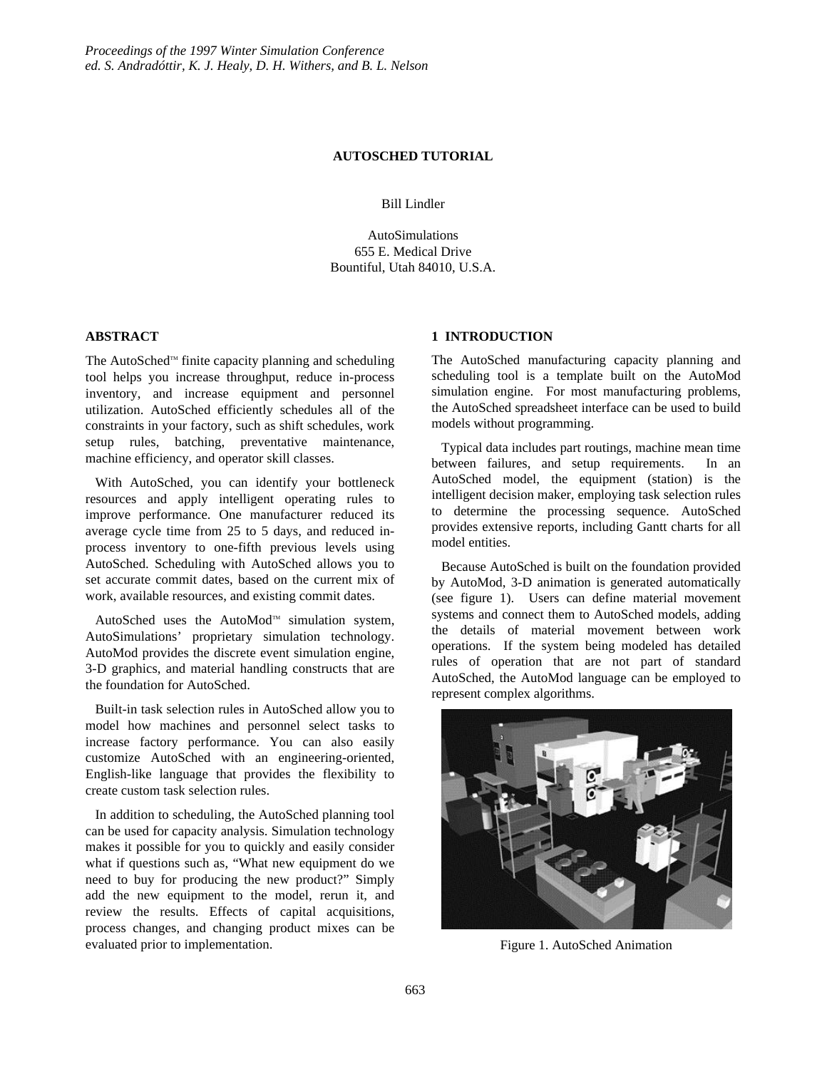*Proceedings of the 1997 Winter Simulation Conference*
*ed. S. Andradóttir, K. J. Healy, D. H. Withers, and B. L. Nelson*

# AUTOSCHED TUTORIAL

Bill Lindler

AutoSimulations
655 E. Medical Drive
Bountiful, Utah 84010, U.S.A.

## ABSTRACT

The AutoSched™ finite capacity planning and scheduling tool helps you increase throughput, reduce in-process inventory, and increase equipment and personnel utilization. AutoSched efficiently schedules all of the constraints in your factory, such as shift schedules, work setup rules, batching, preventative maintenance, machine efficiency, and operator skill classes.

With AutoSched, you can identify your bottleneck resources and apply intelligent operating rules to improve performance. One manufacturer reduced its average cycle time from 25 to 5 days, and reduced in-process inventory to one-fifth previous levels using AutoSched. Scheduling with AutoSched allows you to set accurate commit dates, based on the current mix of work, available resources, and existing commit dates.

AutoSched uses the AutoMod™ simulation system, AutoSimulations' proprietary simulation technology. AutoMod provides the discrete event simulation engine, 3-D graphics, and material handling constructs that are the foundation for AutoSched.

Built-in task selection rules in AutoSched allow you to model how machines and personnel select tasks to increase factory performance. You can also easily customize AutoSched with an engineering-oriented, English-like language that provides the flexibility to create custom task selection rules.

In addition to scheduling, the AutoSched planning tool can be used for capacity analysis. Simulation technology makes it possible for you to quickly and easily consider what if questions such as, "What new equipment do we need to buy for producing the new product?" Simply add the new equipment to the model, rerun it, and review the results. Effects of capital acquisitions, process changes, and changing product mixes can be evaluated prior to implementation.

## 1 INTRODUCTION

The AutoSched manufacturing capacity planning and scheduling tool is a template built on the AutoMod simulation engine. For most manufacturing problems, the AutoSched spreadsheet interface can be used to build models without programming.

Typical data includes part routings, machine mean time between failures, and setup requirements. In an AutoSched model, the equipment (station) is the intelligent decision maker, employing task selection rules to determine the processing sequence. AutoSched provides extensive reports, including Gantt charts for all model entities.

Because AutoSched is built on the foundation provided by AutoMod, 3-D animation is generated automatically (see figure 1). Users can define material movement systems and connect them to AutoSched models, adding the details of material movement between work operations. If the system being modeled has detailed rules of operation that are not part of standard AutoSched, the AutoMod language can be employed to represent complex algorithms.

Figure 1. AutoSched Animation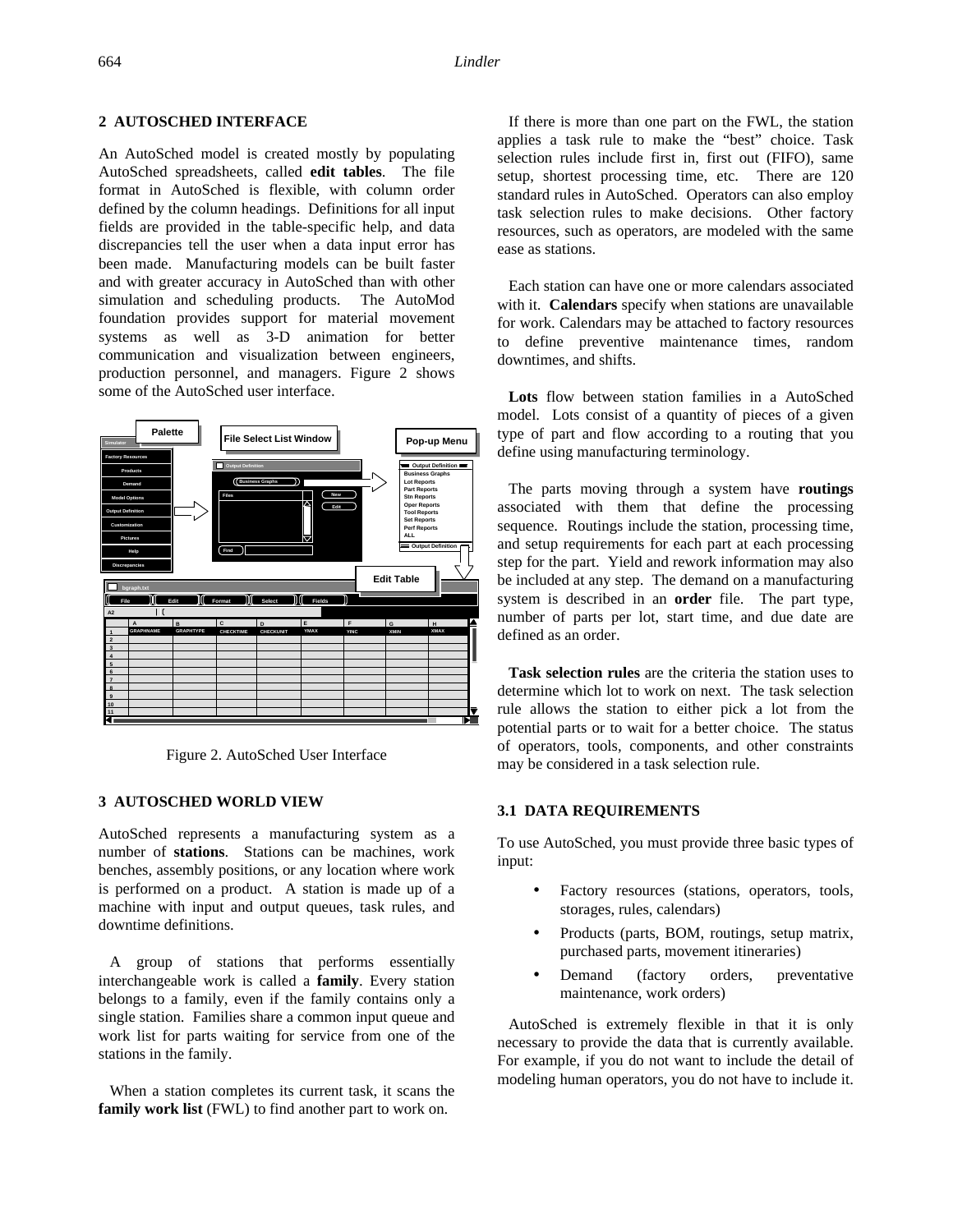## 2 AUTOSCHED INTERFACE

An AutoSched model is created mostly by populating AutoSched spreadsheets, called **edit tables**. The file format in AutoSched is flexible, with column order defined by the column headings. Definitions for all input fields are provided in the table-specific help, and data discrepancies tell the user when a data input error has been made. Manufacturing models can be built faster and with greater accuracy in AutoSched than with other simulation and scheduling products. The AutoMod foundation provides support for material movement systems as well as 3-D animation for better communication and visualization between engineers, production personnel, and managers. Figure 2 shows some of the AutoSched user interface.

Palette

File Select List Window

Pop-up Menu

Edit Table

Figure 2. AutoSched User Interface

## 3 AUTOSCHED WORLD VIEW

AutoSched represents a manufacturing system as a number of **stations**. Stations can be machines, work benches, assembly positions, or any location where work is performed on a product. A station is made up of a machine with input and output queues, task rules, and downtime definitions.

A group of stations that performs essentially interchangeable work is called a **family**. Every station belongs to a family, even if the family contains only a single station. Families share a common input queue and work list for parts waiting for service from one of the stations in the family.

When a station completes its current task, it scans the **family work list** (FWL) to find another part to work on.

If there is more than one part on the FWL, the station applies a task rule to make the "best" choice. Task selection rules include first in, first out (FIFO), same setup, shortest processing time, etc. There are 120 standard rules in AutoSched. Operators can also employ task selection rules to make decisions. Other factory resources, such as operators, are modeled with the same ease as stations.

Each station can have one or more calendars associated with it. **Calendars** specify when stations are unavailable for work. Calendars may be attached to factory resources to define preventive maintenance times, random downtimes, and shifts.

**Lots** flow between station families in a AutoSched model. Lots consist of a quantity of pieces of a given type of part and flow according to a routing that you define using manufacturing terminology.

The parts moving through a system have **routings** associated with them that define the processing sequence. Routings include the station, processing time, and setup requirements for each part at each processing step for the part. Yield and rework information may also be included at any step. The demand on a manufacturing system is described in an **order** file. The part type, number of parts per lot, start time, and due date are defined as an order.

**Task selection rules** are the criteria the station uses to determine which lot to work on next. The task selection rule allows the station to either pick a lot from the potential parts or to wait for a better choice. The status of operators, tools, components, and other constraints may be considered in a task selection rule.

### 3.1 DATA REQUIREMENTS

To use AutoSched, you must provide three basic types of input:

- Factory resources (stations, operators, tools, storages, rules, calendars)
- Products (parts, BOM, routings, setup matrix, purchased parts, movement itineraries)
- Demand (factory orders, preventative maintenance, work orders)

AutoSched is extremely flexible in that it is only necessary to provide the data that is currently available. For example, if you do not want to include the detail of modeling human operators, you do not have to include it.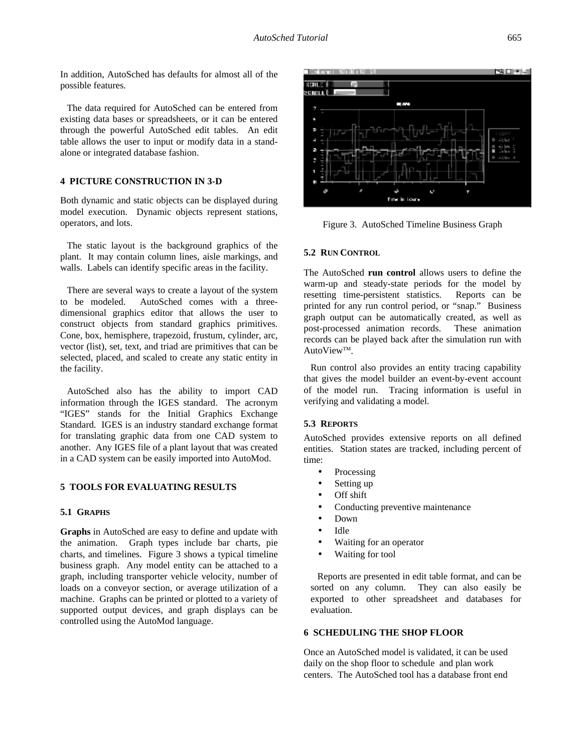In addition, AutoSched has defaults for almost all of the possible features.

The data required for AutoSched can be entered from existing data bases or spreadsheets, or it can be entered through the powerful AutoSched edit tables. An edit table allows the user to input or modify data in a stand-alone or integrated database fashion.

## 4 PICTURE CONSTRUCTION IN 3-D

Both dynamic and static objects can be displayed during model execution. Dynamic objects represent stations, operators, and lots.

The static layout is the background graphics of the plant. It may contain column lines, aisle markings, and walls. Labels can identify specific areas in the facility.

There are several ways to create a layout of the system to be modeled. AutoSched comes with a three-dimensional graphics editor that allows the user to construct objects from standard graphics primitives. Cone, box, hemisphere, trapezoid, frustum, cylinder, arc, vector (list), set, text, and triad are primitives that can be selected, placed, and scaled to create any static entity in the facility.

AutoSched also has the ability to import CAD information through the IGES standard. The acronym "IGES" stands for the Initial Graphics Exchange Standard. IGES is an industry standard exchange format for translating graphic data from one CAD system to another. Any IGES file of a plant layout that was created in a CAD system can be easily imported into AutoMod.

## 5 TOOLS FOR EVALUATING RESULTS

### 5.1 GRAPHS

**Graphs** in AutoSched are easy to define and update with the animation. Graph types include bar charts, pie charts, and timelines. Figure 3 shows a typical timeline business graph. Any model entity can be attached to a graph, including transporter vehicle velocity, number of loads on a conveyor section, or average utilization of a machine. Graphs can be printed or plotted to a variety of supported output devices, and graph displays can be controlled using the AutoMod language.

Figure 3. AutoSched Timeline Business Graph

### 5.2 RUN CONTROL

The AutoSched **run control** allows users to define the warm-up and steady-state periods for the model by resetting time-persistent statistics. Reports can be printed for any run control period, or "snap." Business graph output can be automatically created, as well as post-processed animation records. These animation records can be played back after the simulation run with AutoView™.

Run control also provides an entity tracing capability that gives the model builder an event-by-event account of the model run. Tracing information is useful in verifying and validating a model.

### 5.3 REPORTS

AutoSched provides extensive reports on all defined entities. Station states are tracked, including percent of time:

- Processing
- Setting up
- Off shift
- Conducting preventive maintenance
- Down
- Idle
- Waiting for an operator
- Waiting for tool

Reports are presented in edit table format, and can be sorted on any column. They can also easily be exported to other spreadsheet and databases for evaluation.

## 6 SCHEDULING THE SHOP FLOOR

Once an AutoSched model is validated, it can be used daily on the shop floor to schedule and plan work centers. The AutoSched tool has a database front end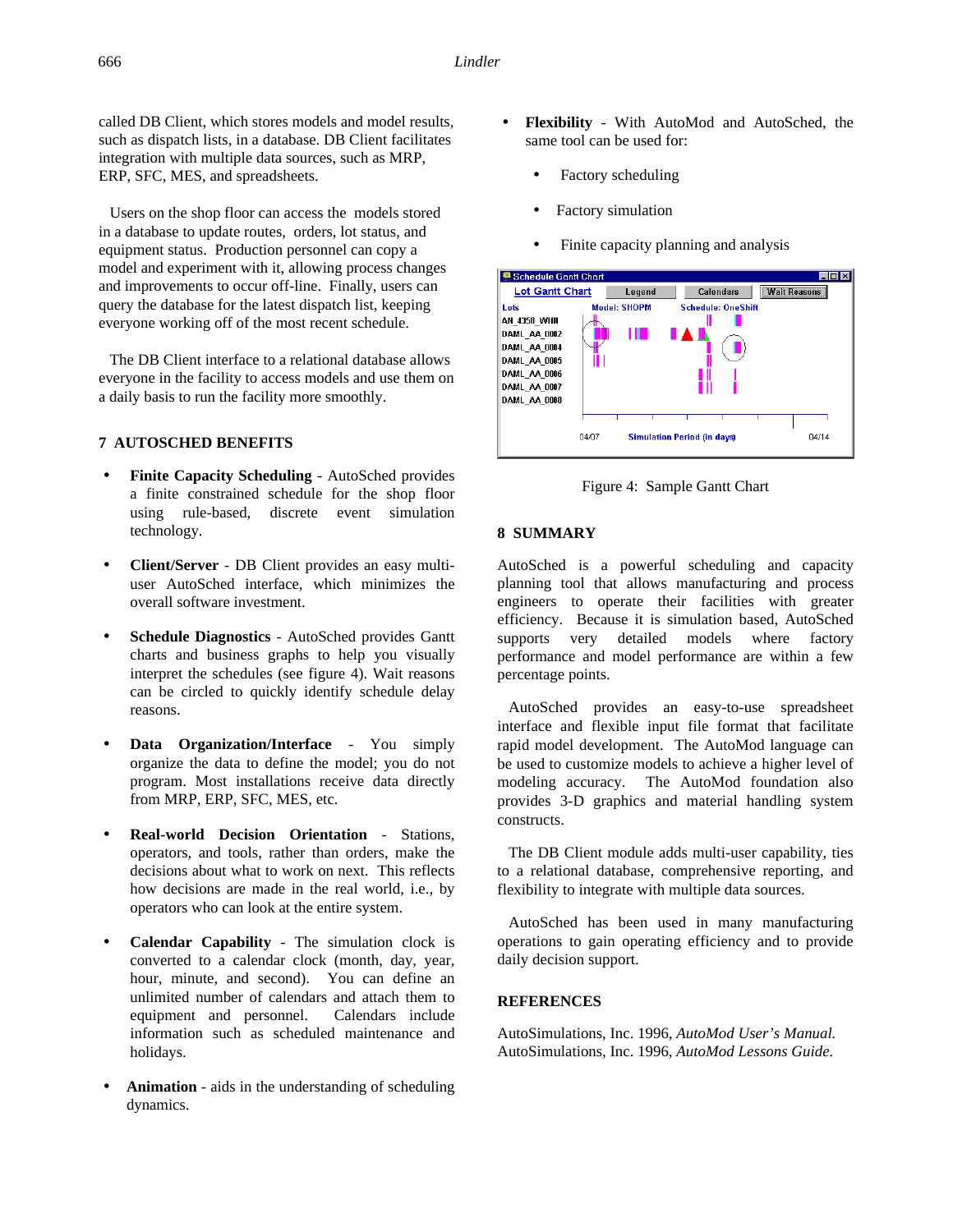called DB Client, which stores models and model results, such as dispatch lists, in a database. DB Client facilitates integration with multiple data sources, such as MRP, ERP, SFC, MES, and spreadsheets.

Users on the shop floor can access the models stored in a database to update routes, orders, lot status, and equipment status. Production personnel can copy a model and experiment with it, allowing process changes and improvements to occur off-line. Finally, users can query the database for the latest dispatch list, keeping everyone working off of the most recent schedule.

The DB Client interface to a relational database allows everyone in the facility to access models and use them on a daily basis to run the facility more smoothly.

## 7 AUTOSCHED BENEFITS

- **Finite Capacity Scheduling** - AutoSched provides a finite constrained schedule for the shop floor using rule-based, discrete event simulation technology.
- **Client/Server** - DB Client provides an easy multi-user AutoSched interface, which minimizes the overall software investment.
- **Schedule Diagnostics** - AutoSched provides Gantt charts and business graphs to help you visually interpret the schedules (see figure 4). Wait reasons can be circled to quickly identify schedule delay reasons.
- **Data Organization/Interface** - You simply organize the data to define the model; you do not program. Most installations receive data directly from MRP, ERP, SFC, MES, etc.
- **Real-world Decision Orientation** - Stations, operators, and tools, rather than orders, make the decisions about what to work on next. This reflects how decisions are made in the real world, i.e., by operators who can look at the entire system.
- **Calendar Capability** - The simulation clock is converted to a calendar clock (month, day, year, hour, minute, and second). You can define an unlimited number of calendars and attach them to equipment and personnel. Calendars include information such as scheduled maintenance and holidays.
- **Animation** - aids in the understanding of scheduling dynamics.
- **Flexibility** - With AutoMod and AutoSched, the same tool can be used for:
  - Factory scheduling
  - Factory simulation
  - Finite capacity planning and analysis

Figure 4: Sample Gantt Chart

## 8 SUMMARY

AutoSched is a powerful scheduling and capacity planning tool that allows manufacturing and process engineers to operate their facilities with greater efficiency. Because it is simulation based, AutoSched supports very detailed models where factory performance and model performance are within a few percentage points.

AutoSched provides an easy-to-use spreadsheet interface and flexible input file format that facilitate rapid model development. The AutoMod language can be used to customize models to achieve a higher level of modeling accuracy. The AutoMod foundation also provides 3-D graphics and material handling system constructs.

The DB Client module adds multi-user capability, ties to a relational database, comprehensive reporting, and flexibility to integrate with multiple data sources.

AutoSched has been used in many manufacturing operations to gain operating efficiency and to provide daily decision support.

## REFERENCES

AutoSimulations, Inc. 1996, *AutoMod User's Manual.*
AutoSimulations, Inc. 1996, *AutoMod Lessons Guide.*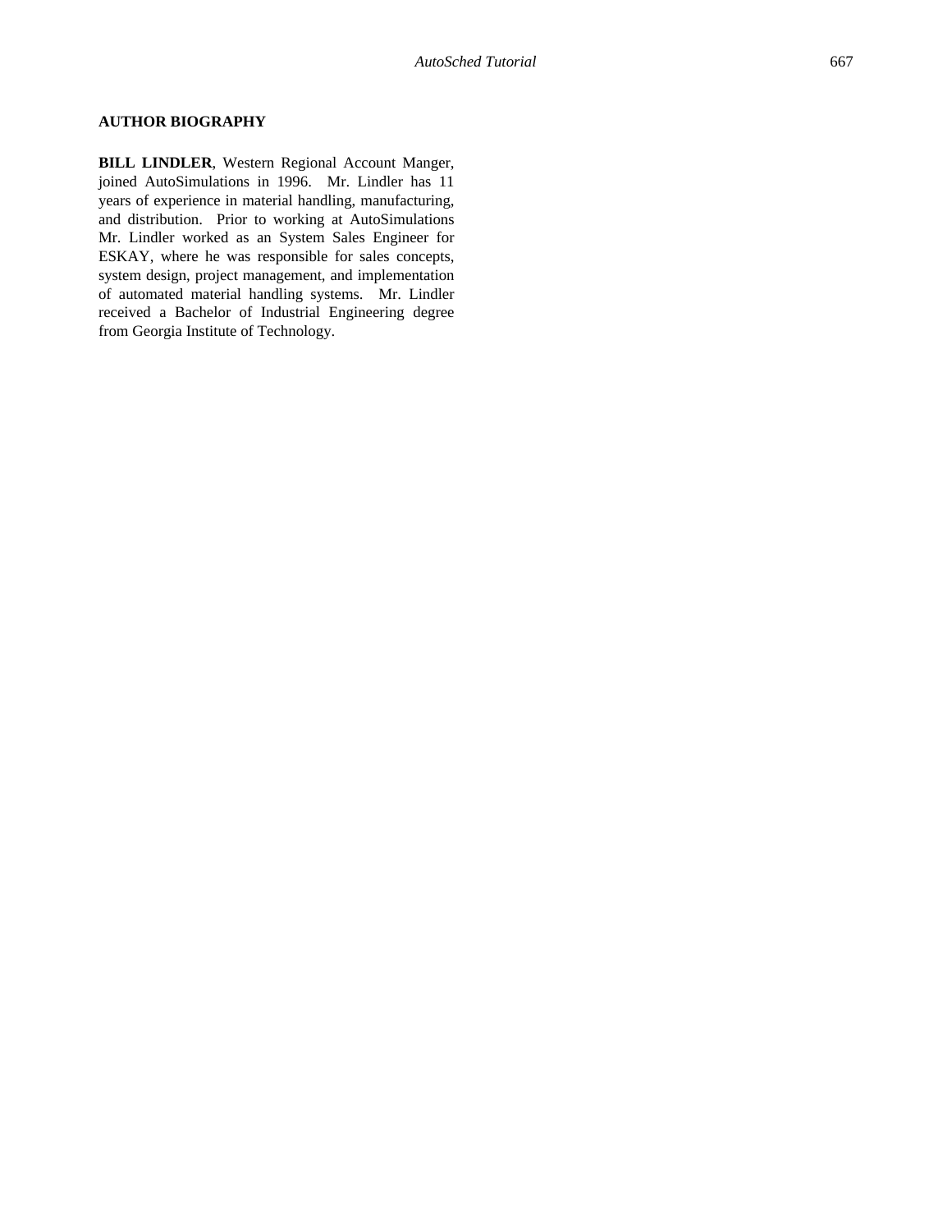## AUTHOR BIOGRAPHY

**BILL LINDLER**, Western Regional Account Manger, joined AutoSimulations in 1996. Mr. Lindler has 11 years of experience in material handling, manufacturing, and distribution. Prior to working at AutoSimulations Mr. Lindler worked as an System Sales Engineer for ESKAY, where he was responsible for sales concepts, system design, project management, and implementation of automated material handling systems. Mr. Lindler received a Bachelor of Industrial Engineering degree from Georgia Institute of Technology.